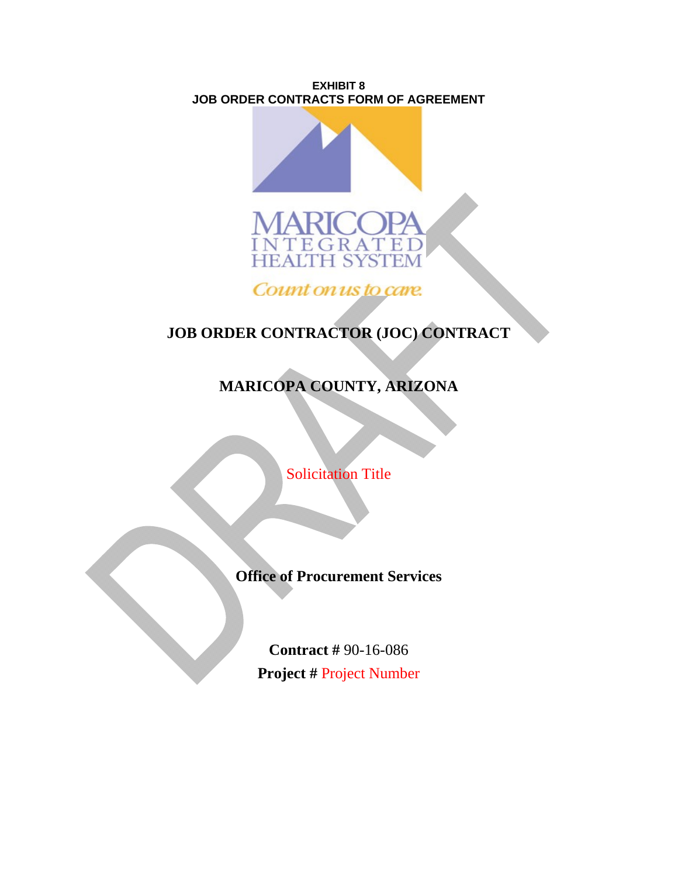**EXHIBIT 8**
**JOB ORDER CONTRACTS FORM OF AGREEMENT**

MARICOPA
INTEGRATED
HEALTH SYSTEM

*Count on us to care.*

# JOB ORDER CONTRACTOR (JOC) CONTRACT

## MARICOPA COUNTY, ARIZONA

Solicitation Title

**Office of Procurement Services**

**Contract #** 90-16-086

**Project #** Project Number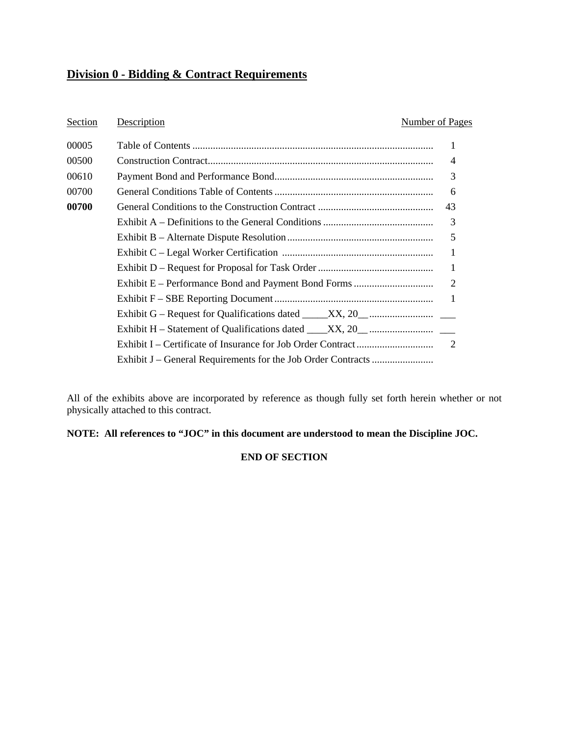## Division 0 - Bidding & Contract Requirements

| Section | Description | Number of Pages |
|---|---|---|
| 00005 | Table of Contents | 1 |
| 00500 | Construction Contract | 4 |
| 00610 | Payment Bond and Performance Bond | 3 |
| 00700 | General Conditions Table of Contents | 6 |
| **00700** | General Conditions to the Construction Contract | 43 |
| | Exhibit A – Definitions to the General Conditions | 3 |
| | Exhibit B – Alternate Dispute Resolution | 5 |
| | Exhibit C – Legal Worker Certification | 1 |
| | Exhibit D – Request for Proposal for Task Order | 1 |
| | Exhibit E – Performance Bond and Payment Bond Forms | 2 |
| | Exhibit F – SBE Reporting Document | 1 |
| | Exhibit G – Request for Qualifications dated _____XX, 20__ | ___ |
| | Exhibit H – Statement of Qualifications dated ____XX, 20__ | ___ |
| | Exhibit I – Certificate of Insurance for Job Order Contract | 2 |
| | Exhibit J – General Requirements for the Job Order Contracts | |

All of the exhibits above are incorporated by reference as though fully set forth herein whether or not physically attached to this contract.

**NOTE: All references to "JOC" in this document are understood to mean the Discipline JOC.**

**END OF SECTION**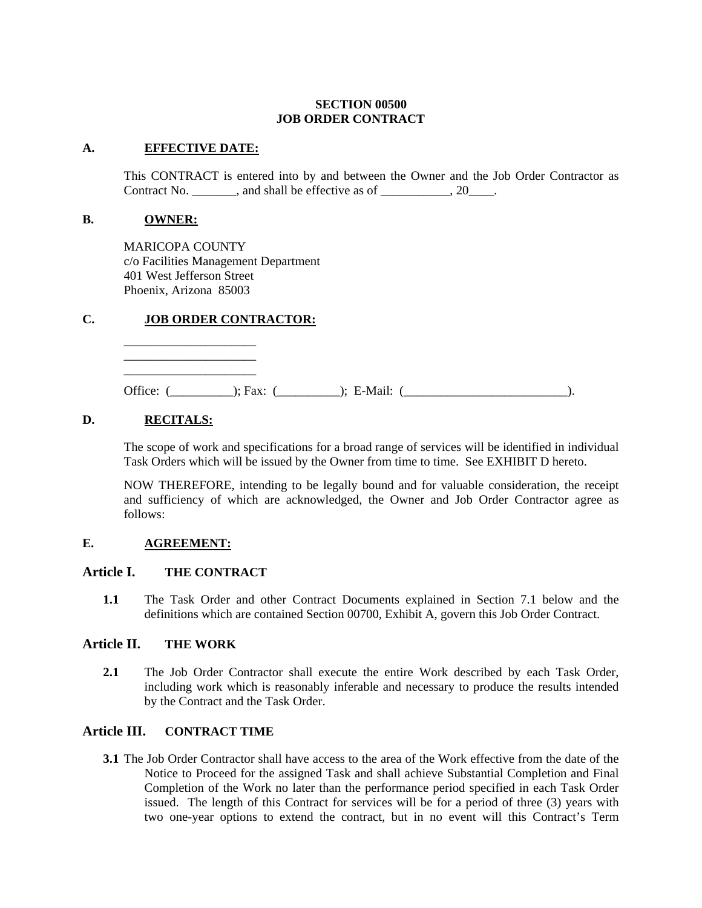**SECTION 00500**
**JOB ORDER CONTRACT**

**A. <u>EFFECTIVE DATE:</u>**

This CONTRACT is entered into by and between the Owner and the Job Order Contractor as Contract No. _______, and shall be effective as of ___________, 20____.

**B. <u>OWNER:</u>**

MARICOPA COUNTY
c/o Facilities Management Department
401 West Jefferson Street
Phoenix, Arizona 85003

**C. <u>JOB ORDER CONTRACTOR:</u>**

_____________________
_____________________
_____________________

Office: (__________); Fax: (__________); E-Mail: (__________________________).

**D. <u>RECITALS:</u>**

The scope of work and specifications for a broad range of services will be identified in individual Task Orders which will be issued by the Owner from time to time. See EXHIBIT D hereto.

NOW THEREFORE, intending to be legally bound and for valuable consideration, the receipt and sufficiency of which are acknowledged, the Owner and Job Order Contractor agree as follows:

**E. <u>AGREEMENT:</u>**

## Article I. THE CONTRACT

**1.1** The Task Order and other Contract Documents explained in Section 7.1 below and the definitions which are contained Section 00700, Exhibit A, govern this Job Order Contract.

## Article II. THE WORK

**2.1** The Job Order Contractor shall execute the entire Work described by each Task Order, including work which is reasonably inferable and necessary to produce the results intended by the Contract and the Task Order.

## Article III. CONTRACT TIME

**3.1** The Job Order Contractor shall have access to the area of the Work effective from the date of the Notice to Proceed for the assigned Task and shall achieve Substantial Completion and Final Completion of the Work no later than the performance period specified in each Task Order issued. The length of this Contract for services will be for a period of three (3) years with two one-year options to extend the contract, but in no event will this Contract's Term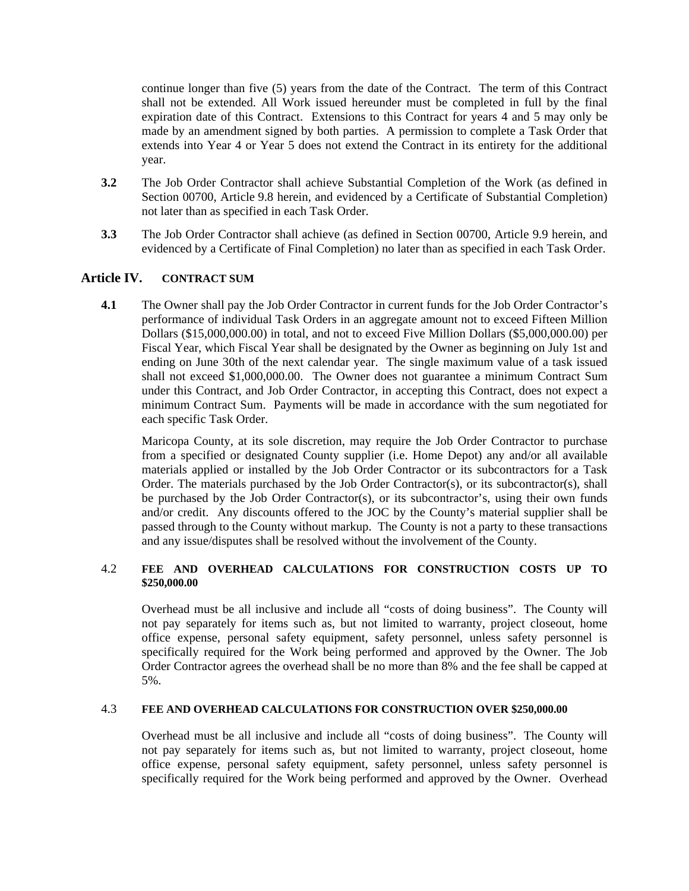continue longer than five (5) years from the date of the Contract. The term of this Contract shall not be extended. All Work issued hereunder must be completed in full by the final expiration date of this Contract. Extensions to this Contract for years 4 and 5 may only be made by an amendment signed by both parties. A permission to complete a Task Order that extends into Year 4 or Year 5 does not extend the Contract in its entirety for the additional year.

**3.2** The Job Order Contractor shall achieve Substantial Completion of the Work (as defined in Section 00700, Article 9.8 herein, and evidenced by a Certificate of Substantial Completion) not later than as specified in each Task Order.

**3.3** The Job Order Contractor shall achieve (as defined in Section 00700, Article 9.9 herein, and evidenced by a Certificate of Final Completion) no later than as specified in each Task Order.

## Article IV. CONTRACT SUM

**4.1** The Owner shall pay the Job Order Contractor in current funds for the Job Order Contractor's performance of individual Task Orders in an aggregate amount not to exceed Fifteen Million Dollars ($15,000,000.00) in total, and not to exceed Five Million Dollars ($5,000,000.00) per Fiscal Year, which Fiscal Year shall be designated by the Owner as beginning on July 1st and ending on June 30th of the next calendar year. The single maximum value of a task issued shall not exceed $1,000,000.00. The Owner does not guarantee a minimum Contract Sum under this Contract, and Job Order Contractor, in accepting this Contract, does not expect a minimum Contract Sum. Payments will be made in accordance with the sum negotiated for each specific Task Order.

Maricopa County, at its sole discretion, may require the Job Order Contractor to purchase from a specified or designated County supplier (i.e. Home Depot) any and/or all available materials applied or installed by the Job Order Contractor or its subcontractors for a Task Order. The materials purchased by the Job Order Contractor(s), or its subcontractor(s), shall be purchased by the Job Order Contractor(s), or its subcontractor's, using their own funds and/or credit. Any discounts offered to the JOC by the County's material supplier shall be passed through to the County without markup. The County is not a party to these transactions and any issue/disputes shall be resolved without the involvement of the County.

4.2 **FEE AND OVERHEAD CALCULATIONS FOR CONSTRUCTION COSTS UP TO $250,000.00**

Overhead must be all inclusive and include all "costs of doing business". The County will not pay separately for items such as, but not limited to warranty, project closeout, home office expense, personal safety equipment, safety personnel, unless safety personnel is specifically required for the Work being performed and approved by the Owner. The Job Order Contractor agrees the overhead shall be no more than 8% and the fee shall be capped at 5%.

4.3 **FEE AND OVERHEAD CALCULATIONS FOR CONSTRUCTION OVER $250,000.00**

Overhead must be all inclusive and include all "costs of doing business". The County will not pay separately for items such as, but not limited to warranty, project closeout, home office expense, personal safety equipment, safety personnel, unless safety personnel is specifically required for the Work being performed and approved by the Owner. Overhead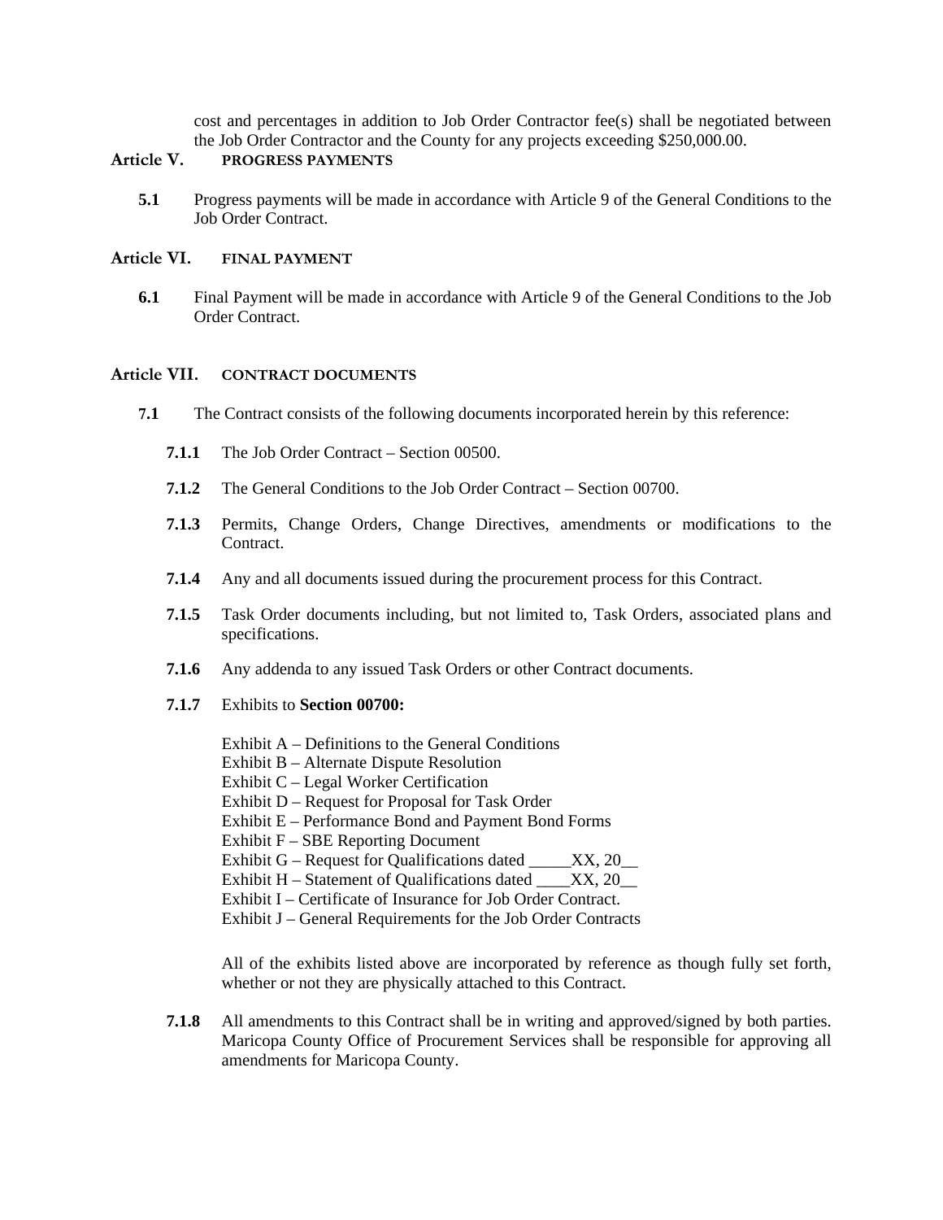cost and percentages in addition to Job Order Contractor fee(s) shall be negotiated between the Job Order Contractor and the County for any projects exceeding $250,000.00.

## Article V. PROGRESS PAYMENTS

**5.1** Progress payments will be made in accordance with Article 9 of the General Conditions to the Job Order Contract.

## Article VI. FINAL PAYMENT

**6.1** Final Payment will be made in accordance with Article 9 of the General Conditions to the Job Order Contract.

## Article VII. CONTRACT DOCUMENTS

**7.1** The Contract consists of the following documents incorporated herein by this reference:

**7.1.1** The Job Order Contract – Section 00500.

**7.1.2** The General Conditions to the Job Order Contract – Section 00700.

**7.1.3** Permits, Change Orders, Change Directives, amendments or modifications to the Contract.

**7.1.4** Any and all documents issued during the procurement process for this Contract.

**7.1.5** Task Order documents including, but not limited to, Task Orders, associated plans and specifications.

**7.1.6** Any addenda to any issued Task Orders or other Contract documents.

**7.1.7** Exhibits to **Section 00700:**

Exhibit A – Definitions to the General Conditions
Exhibit B – Alternate Dispute Resolution
Exhibit C – Legal Worker Certification
Exhibit D – Request for Proposal for Task Order
Exhibit E – Performance Bond and Payment Bond Forms
Exhibit F – SBE Reporting Document
Exhibit G – Request for Qualifications dated _____XX, 20__
Exhibit H – Statement of Qualifications dated ____XX, 20__
Exhibit I – Certificate of Insurance for Job Order Contract.
Exhibit J – General Requirements for the Job Order Contracts

All of the exhibits listed above are incorporated by reference as though fully set forth, whether or not they are physically attached to this Contract.

**7.1.8** All amendments to this Contract shall be in writing and approved/signed by both parties. Maricopa County Office of Procurement Services shall be responsible for approving all amendments for Maricopa County.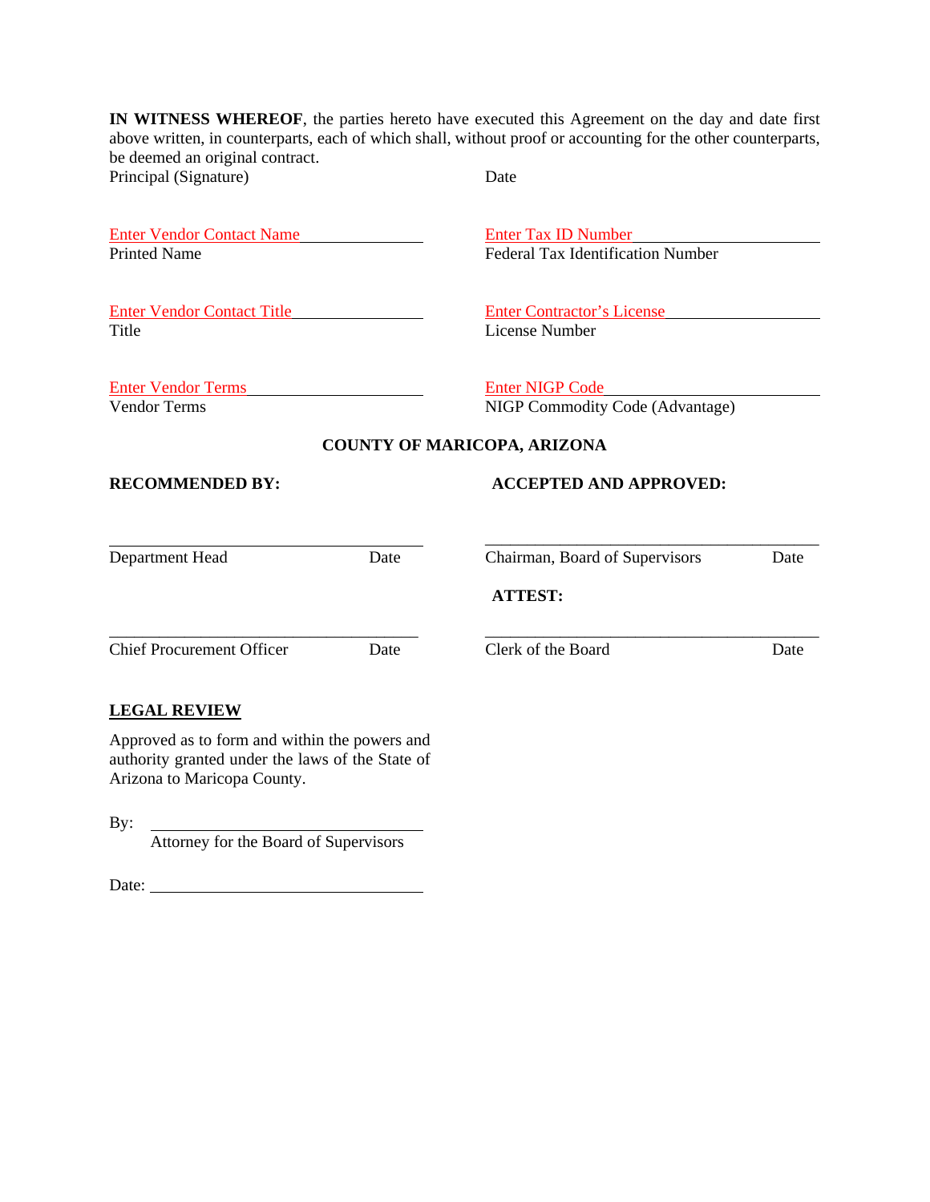**IN WITNESS WHEREOF**, the parties hereto have executed this Agreement on the day and date first above written, in counterparts, each of which shall, without proof or accounting for the other counterparts, be deemed an original contract.

Principal (Signature) &nbsp;&nbsp;&nbsp;&nbsp;&nbsp;&nbsp;&nbsp;&nbsp;&nbsp;&nbsp;&nbsp;&nbsp;&nbsp;&nbsp;&nbsp;&nbsp;&nbsp;&nbsp;&nbsp;&nbsp; Date

| | |
|---|---|
| Enter Vendor Contact Name | Enter Tax ID Number |
| Printed Name | Federal Tax Identification Number |
| Enter Vendor Contact Title | Enter Contractor's License |
| Title | License Number |
| Enter Vendor Terms | Enter NIGP Code |
| Vendor Terms | NIGP Commodity Code (Advantage) |

**COUNTY OF MARICOPA, ARIZONA**

| | |
|---|---|
| **RECOMMENDED BY:** | **ACCEPTED AND APPROVED:** |
| _______________________________ | _______________________________ |
| Department Head &nbsp;&nbsp;&nbsp;&nbsp; Date | Chairman, Board of Supervisors &nbsp;&nbsp;&nbsp;&nbsp; Date |
| | **ATTEST:** |
| _______________________________ | _______________________________ |
| Chief Procurement Officer &nbsp;&nbsp;&nbsp;&nbsp; Date | Clerk of the Board &nbsp;&nbsp;&nbsp;&nbsp; Date |

**LEGAL REVIEW**

Approved as to form and within the powers and authority granted under the laws of the State of Arizona to Maricopa County.

By: _______________________________

Attorney for the Board of Supervisors

Date: _______________________________